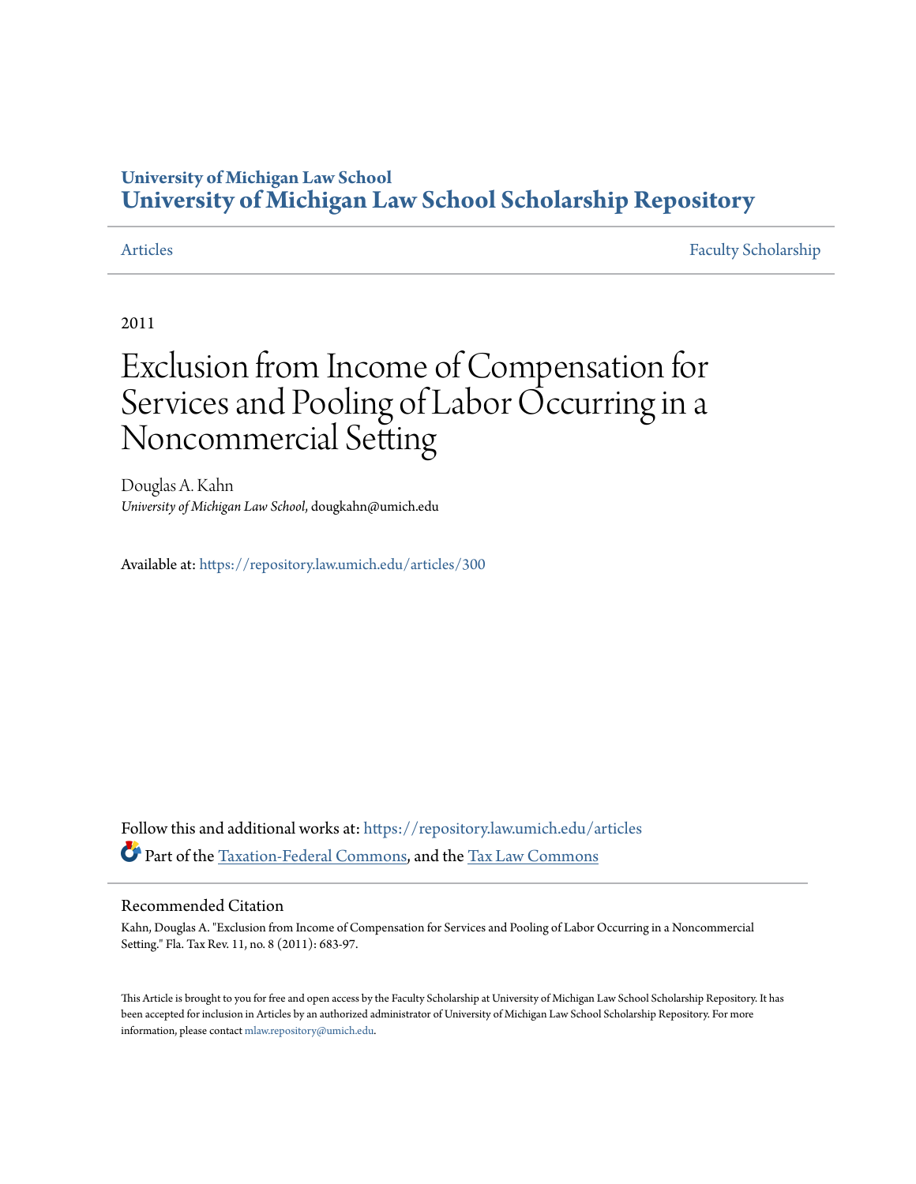# University of Michigan Law School
# University of Michigan Law School Scholarship Repository

Articles | Faculty Scholarship

2011

# Exclusion from Income of Compensation for Services and Pooling of Labor Occurring in a Noncommercial Setting

Douglas A. Kahn
*University of Michigan Law School*, dougkahn@umich.edu

Available at: https://repository.law.umich.edu/articles/300

Follow this and additional works at: https://repository.law.umich.edu/articles

Part of the Taxation-Federal Commons, and the Tax Law Commons

## Recommended Citation

Kahn, Douglas A. "Exclusion from Income of Compensation for Services and Pooling of Labor Occurring in a Noncommercial Setting." Fla. Tax Rev. 11, no. 8 (2011): 683-97.

This Article is brought to you for free and open access by the Faculty Scholarship at University of Michigan Law School Scholarship Repository. It has been accepted for inclusion in Articles by an authorized administrator of University of Michigan Law School Scholarship Repository. For more information, please contact mlaw.repository@umich.edu.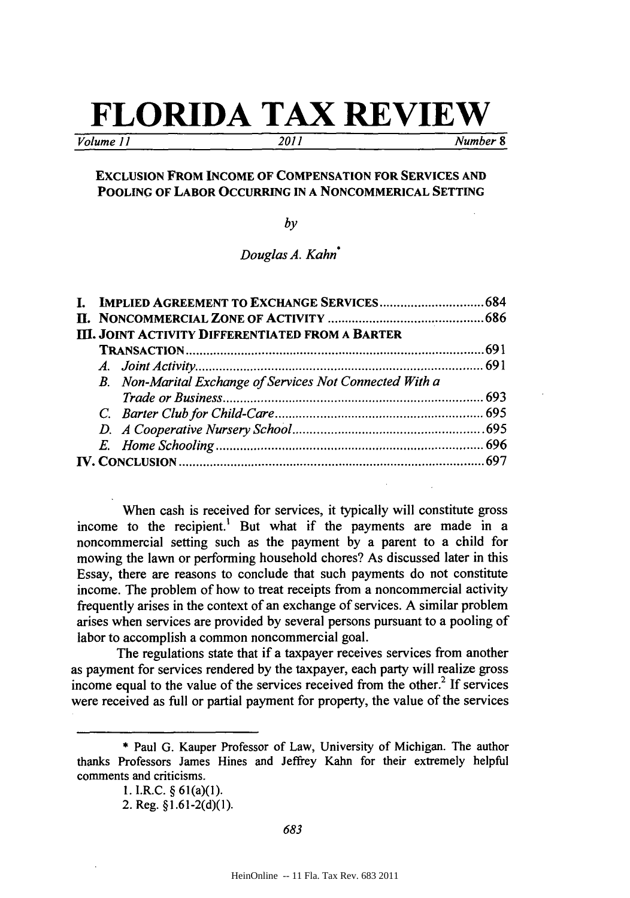# FLORIDA TAX REVIEW

*Volume 11* | *2011* | *Number 8*

## EXCLUSION FROM INCOME OF COMPENSATION FOR SERVICES AND POOLING OF LABOR OCCURRING IN A NONCOMMERICAL SETTING

*by*

*Douglas A. Kahn*\*

I. IMPLIED AGREEMENT TO EXCHANGE SERVICES .............................. 684
II. NONCOMMERCIAL ZONE OF ACTIVITY ............................................. 686
III. JOINT ACTIVITY DIFFERENTIATED FROM A BARTER TRANSACTION ..................................................................................... 691
  A. *Joint Activity* .................................................................................. 691
  B. *Non-Marital Exchange of Services Not Connected With a Trade or Business* ........................................................................... 693
  C. *Barter Club for Child-Care* ............................................................ 695
  D. *A Cooperative Nursery School* ...................................................... 695
  E. *Home Schooling* ............................................................................ 696
IV. CONCLUSION ........................................................................................ 697

When cash is received for services, it typically will constitute gross income to the recipient.[1] But what if the payments are made in a noncommercial setting such as the payment by a parent to a child for mowing the lawn or performing household chores? As discussed later in this Essay, there are reasons to conclude that such payments do not constitute income. The problem of how to treat receipts from a noncommercial activity frequently arises in the context of an exchange of services. A similar problem arises when services are provided by several persons pursuant to a pooling of labor to accomplish a common noncommercial goal.

The regulations state that if a taxpayer receives services from another as payment for services rendered by the taxpayer, each party will realize gross income equal to the value of the services received from the other.[2] If services were received as full or partial payment for property, the value of the services

---

\* Paul G. Kauper Professor of Law, University of Michigan. The author thanks Professors James Hines and Jeffrey Kahn for their extremely helpful comments and criticisms.

1. I.R.C. § 61(a)(1).

2. Reg. §1.61-2(d)(1).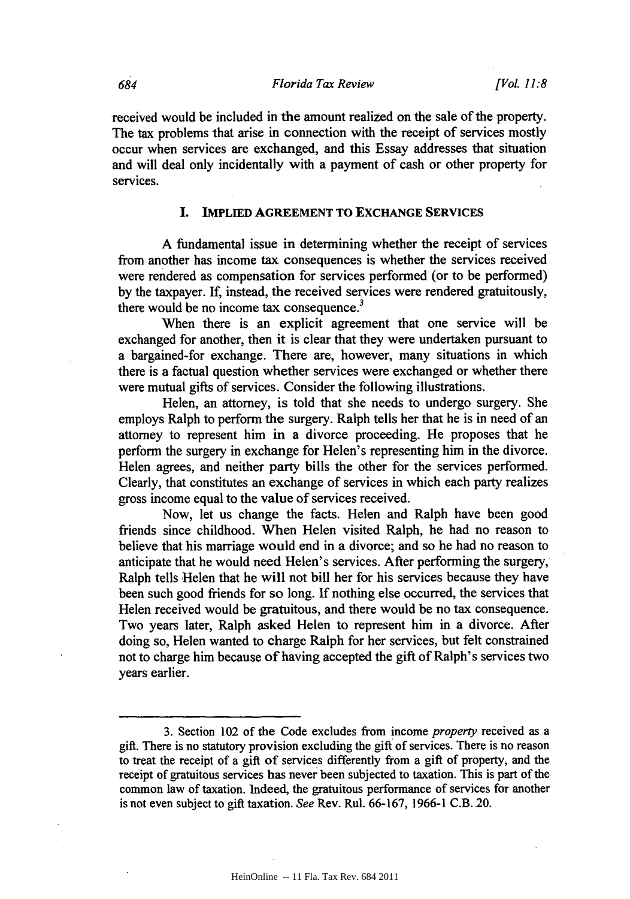received would be included in the amount realized on the sale of the property. The tax problems that arise in connection with the receipt of services mostly occur when services are exchanged, and this Essay addresses that situation and will deal only incidentally with a payment of cash or other property for services.

## I. IMPLIED AGREEMENT TO EXCHANGE SERVICES

A fundamental issue in determining whether the receipt of services from another has income tax consequences is whether the services received were rendered as compensation for services performed (or to be performed) by the taxpayer. If, instead, the received services were rendered gratuitously, there would be no income tax consequence.[3]

When there is an explicit agreement that one service will be exchanged for another, then it is clear that they were undertaken pursuant to a bargained-for exchange. There are, however, many situations in which there is a factual question whether services were exchanged or whether there were mutual gifts of services. Consider the following illustrations.

Helen, an attorney, is told that she needs to undergo surgery. She employs Ralph to perform the surgery. Ralph tells her that he is in need of an attorney to represent him in a divorce proceeding. He proposes that he perform the surgery in exchange for Helen's representing him in the divorce. Helen agrees, and neither party bills the other for the services performed. Clearly, that constitutes an exchange of services in which each party realizes gross income equal to the value of services received.

Now, let us change the facts. Helen and Ralph have been good friends since childhood. When Helen visited Ralph, he had no reason to believe that his marriage would end in a divorce; and so he had no reason to anticipate that he would need Helen's services. After performing the surgery, Ralph tells Helen that he will not bill her for his services because they have been such good friends for so long. If nothing else occurred, the services that Helen received would be gratuitous, and there would be no tax consequence. Two years later, Ralph asked Helen to represent him in a divorce. After doing so, Helen wanted to charge Ralph for her services, but felt constrained not to charge him because of having accepted the gift of Ralph's services two years earlier.

---

3. Section 102 of the Code excludes from income *property* received as a gift. There is no statutory provision excluding the gift of services. There is no reason to treat the receipt of a gift of services differently from a gift of property, and the receipt of gratuitous services has never been subjected to taxation. This is part of the common law of taxation. Indeed, the gratuitous performance of services for another is not even subject to gift taxation. *See* Rev. Rul. 66-167, 1966-1 C.B. 20.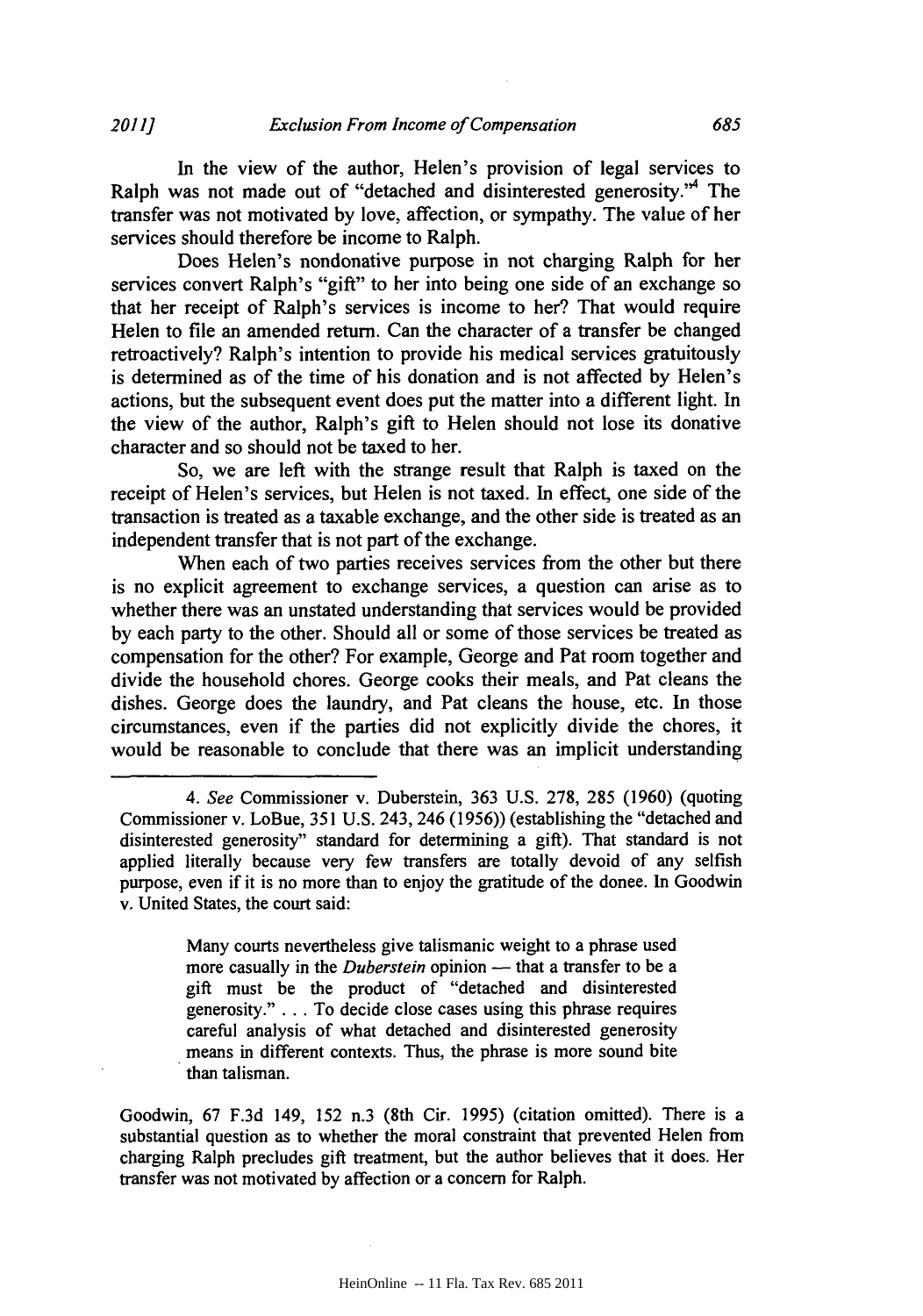In the view of the author, Helen's provision of legal services to Ralph was not made out of "detached and disinterested generosity."[4] The transfer was not motivated by love, affection, or sympathy. The value of her services should therefore be income to Ralph.

Does Helen's nondonative purpose in not charging Ralph for her services convert Ralph's "gift" to her into being one side of an exchange so that her receipt of Ralph's services is income to her? That would require Helen to file an amended return. Can the character of a transfer be changed retroactively? Ralph's intention to provide his medical services gratuitously is determined as of the time of his donation and is not affected by Helen's actions, but the subsequent event does put the matter into a different light. In the view of the author, Ralph's gift to Helen should not lose its donative character and so should not be taxed to her.

So, we are left with the strange result that Ralph is taxed on the receipt of Helen's services, but Helen is not taxed. In effect, one side of the transaction is treated as a taxable exchange, and the other side is treated as an independent transfer that is not part of the exchange.

When each of two parties receives services from the other but there is no explicit agreement to exchange services, a question can arise as to whether there was an unstated understanding that services would be provided by each party to the other. Should all or some of those services be treated as compensation for the other? For example, George and Pat room together and divide the household chores. George cooks their meals, and Pat cleans the dishes. George does the laundry, and Pat cleans the house, etc. In those circumstances, even if the parties did not explicitly divide the chores, it would be reasonable to conclude that there was an implicit understanding

---

4. *See* Commissioner v. Duberstein, 363 U.S. 278, 285 (1960) (quoting Commissioner v. LoBue, 351 U.S. 243, 246 (1956)) (establishing the "detached and disinterested generosity" standard for determining a gift). That standard is not applied literally because very few transfers are totally devoid of any selfish purpose, even if it is no more than to enjoy the gratitude of the donee. In Goodwin v. United States, the court said:

> Many courts nevertheless give talismanic weight to a phrase used more casually in the *Duberstein* opinion — that a transfer to be a gift must be the product of "detached and disinterested generosity." . . . To decide close cases using this phrase requires careful analysis of what detached and disinterested generosity means in different contexts. Thus, the phrase is more sound bite than talisman.

Goodwin, 67 F.3d 149, 152 n.3 (8th Cir. 1995) (citation omitted). There is a substantial question as to whether the moral constraint that prevented Helen from charging Ralph precludes gift treatment, but the author believes that it does. Her transfer was not motivated by affection or a concern for Ralph.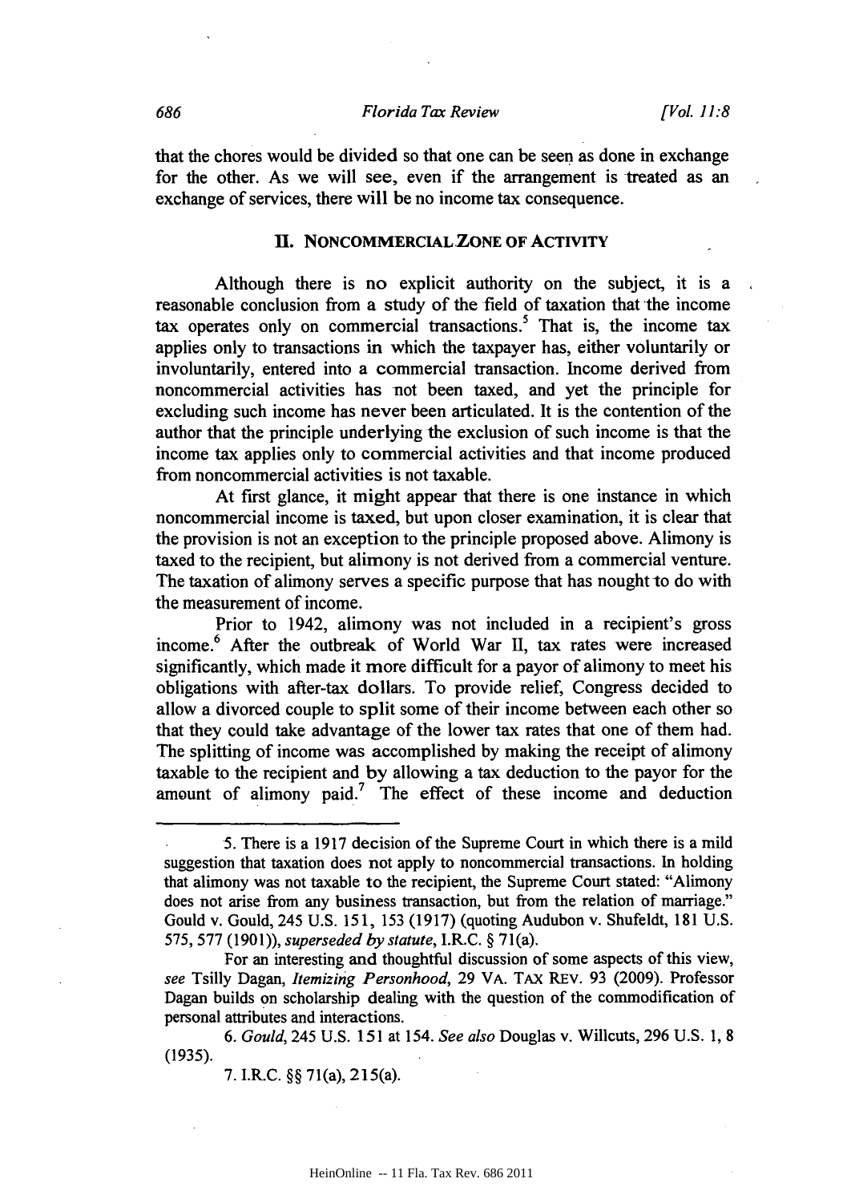that the chores would be divided so that one can be seen as done in exchange for the other. As we will see, even if the arrangement is treated as an exchange of services, there will be no income tax consequence.

## II. NONCOMMERCIAL ZONE OF ACTIVITY

Although there is no explicit authority on the subject, it is a reasonable conclusion from a study of the field of taxation that the income tax operates only on commercial transactions.[5] That is, the income tax applies only to transactions in which the taxpayer has, either voluntarily or involuntarily, entered into a commercial transaction. Income derived from noncommercial activities has not been taxed, and yet the principle for excluding such income has never been articulated. It is the contention of the author that the principle underlying the exclusion of such income is that the income tax applies only to commercial activities and that income produced from noncommercial activities is not taxable.

At first glance, it might appear that there is one instance in which noncommercial income is taxed, but upon closer examination, it is clear that the provision is not an exception to the principle proposed above. Alimony is taxed to the recipient, but alimony is not derived from a commercial venture. The taxation of alimony serves a specific purpose that has nought to do with the measurement of income.

Prior to 1942, alimony was not included in a recipient's gross income.[6] After the outbreak of World War II, tax rates were increased significantly, which made it more difficult for a payor of alimony to meet his obligations with after-tax dollars. To provide relief, Congress decided to allow a divorced couple to split some of their income between each other so that they could take advantage of the lower tax rates that one of them had. The splitting of income was accomplished by making the receipt of alimony taxable to the recipient and by allowing a tax deduction to the payor for the amount of alimony paid.[7] The effect of these income and deduction

---

5. There is a 1917 decision of the Supreme Court in which there is a mild suggestion that taxation does not apply to noncommercial transactions. In holding that alimony was not taxable to the recipient, the Supreme Court stated: "Alimony does not arise from any business transaction, but from the relation of marriage." Gould v. Gould, 245 U.S. 151, 153 (1917) (quoting Audubon v. Shufeldt, 181 U.S. 575, 577 (1901)), *superseded by statute*, I.R.C. § 71(a).

For an interesting and thoughtful discussion of some aspects of this view, *see* Tsilly Dagan, *Itemizing Personhood*, 29 VA. TAX REV. 93 (2009). Professor Dagan builds on scholarship dealing with the question of the commodification of personal attributes and interactions.

6. *Gould*, 245 U.S. 151 at 154. *See also* Douglas v. Willcuts, 296 U.S. 1, 8 (1935).

7. I.R.C. §§ 71(a), 215(a).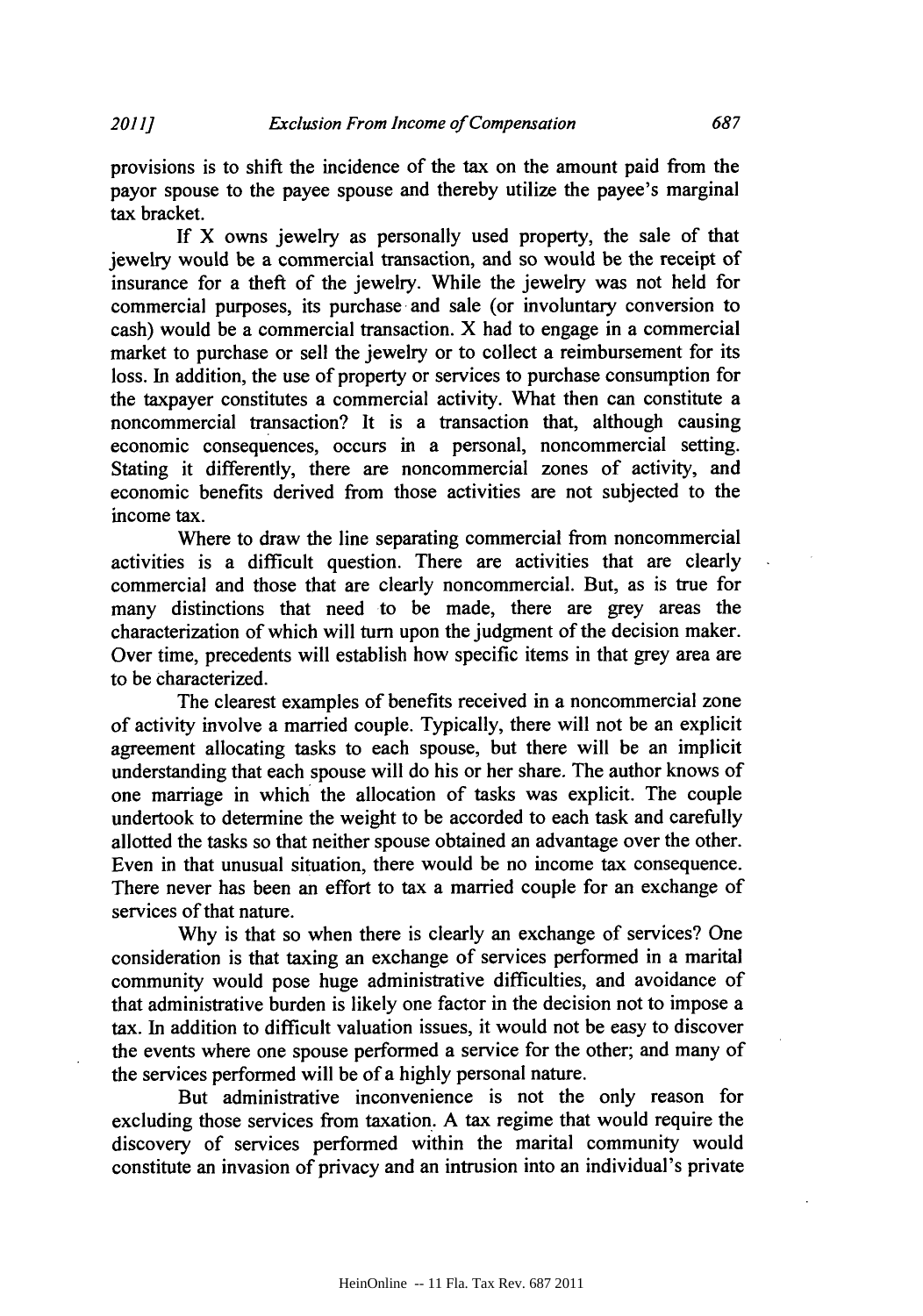provisions is to shift the incidence of the tax on the amount paid from the payor spouse to the payee spouse and thereby utilize the payee's marginal tax bracket.

If X owns jewelry as personally used property, the sale of that jewelry would be a commercial transaction, and so would be the receipt of insurance for a theft of the jewelry. While the jewelry was not held for commercial purposes, its purchase and sale (or involuntary conversion to cash) would be a commercial transaction. X had to engage in a commercial market to purchase or sell the jewelry or to collect a reimbursement for its loss. In addition, the use of property or services to purchase consumption for the taxpayer constitutes a commercial activity. What then can constitute a noncommercial transaction? It is a transaction that, although causing economic consequences, occurs in a personal, noncommercial setting. Stating it differently, there are noncommercial zones of activity, and economic benefits derived from those activities are not subjected to the income tax.

Where to draw the line separating commercial from noncommercial activities is a difficult question. There are activities that are clearly commercial and those that are clearly noncommercial. But, as is true for many distinctions that need to be made, there are grey areas the characterization of which will turn upon the judgment of the decision maker. Over time, precedents will establish how specific items in that grey area are to be characterized.

The clearest examples of benefits received in a noncommercial zone of activity involve a married couple. Typically, there will not be an explicit agreement allocating tasks to each spouse, but there will be an implicit understanding that each spouse will do his or her share. The author knows of one marriage in which the allocation of tasks was explicit. The couple undertook to determine the weight to be accorded to each task and carefully allotted the tasks so that neither spouse obtained an advantage over the other. Even in that unusual situation, there would be no income tax consequence. There never has been an effort to tax a married couple for an exchange of services of that nature.

Why is that so when there is clearly an exchange of services? One consideration is that taxing an exchange of services performed in a marital community would pose huge administrative difficulties, and avoidance of that administrative burden is likely one factor in the decision not to impose a tax. In addition to difficult valuation issues, it would not be easy to discover the events where one spouse performed a service for the other; and many of the services performed will be of a highly personal nature.

But administrative inconvenience is not the only reason for excluding those services from taxation. A tax regime that would require the discovery of services performed within the marital community would constitute an invasion of privacy and an intrusion into an individual's private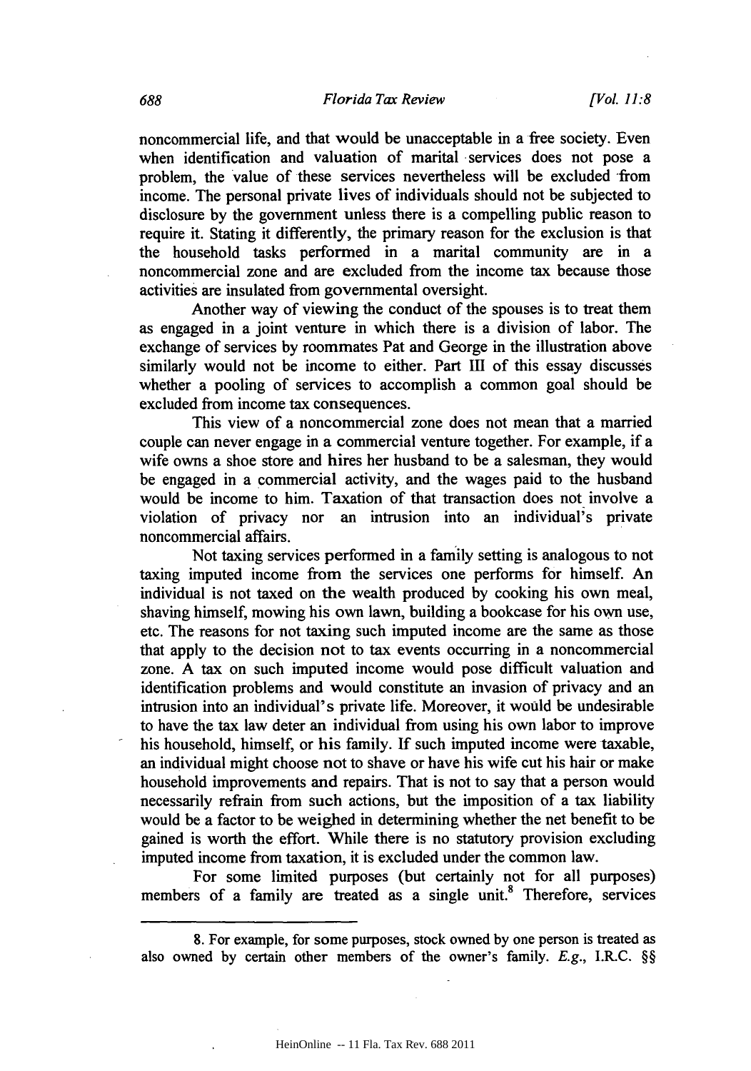noncommercial life, and that would be unacceptable in a free society. Even when identification and valuation of marital services does not pose a problem, the value of these services nevertheless will be excluded from income. The personal private lives of individuals should not be subjected to disclosure by the government unless there is a compelling public reason to require it. Stating it differently, the primary reason for the exclusion is that the household tasks performed in a marital community are in a noncommercial zone and are excluded from the income tax because those activities are insulated from governmental oversight.

Another way of viewing the conduct of the spouses is to treat them as engaged in a joint venture in which there is a division of labor. The exchange of services by roommates Pat and George in the illustration above similarly would not be income to either. Part III of this essay discusses whether a pooling of services to accomplish a common goal should be excluded from income tax consequences.

This view of a noncommercial zone does not mean that a married couple can never engage in a commercial venture together. For example, if a wife owns a shoe store and hires her husband to be a salesman, they would be engaged in a commercial activity, and the wages paid to the husband would be income to him. Taxation of that transaction does not involve a violation of privacy nor an intrusion into an individual's private noncommercial affairs.

Not taxing services performed in a family setting is analogous to not taxing imputed income from the services one performs for himself. An individual is not taxed on the wealth produced by cooking his own meal, shaving himself, mowing his own lawn, building a bookcase for his own use, etc. The reasons for not taxing such imputed income are the same as those that apply to the decision not to tax events occurring in a noncommercial zone. A tax on such imputed income would pose difficult valuation and identification problems and would constitute an invasion of privacy and an intrusion into an individual's private life. Moreover, it would be undesirable to have the tax law deter an individual from using his own labor to improve his household, himself, or his family. If such imputed income were taxable, an individual might choose not to shave or have his wife cut his hair or make household improvements and repairs. That is not to say that a person would necessarily refrain from such actions, but the imposition of a tax liability would be a factor to be weighed in determining whether the net benefit to be gained is worth the effort. While there is no statutory provision excluding imputed income from taxation, it is excluded under the common law.

For some limited purposes (but certainly not for all purposes) members of a family are treated as a single unit.[8] Therefore, services

8. For example, for some purposes, stock owned by one person is treated as also owned by certain other members of the owner's family. *E.g.*, I.R.C. §§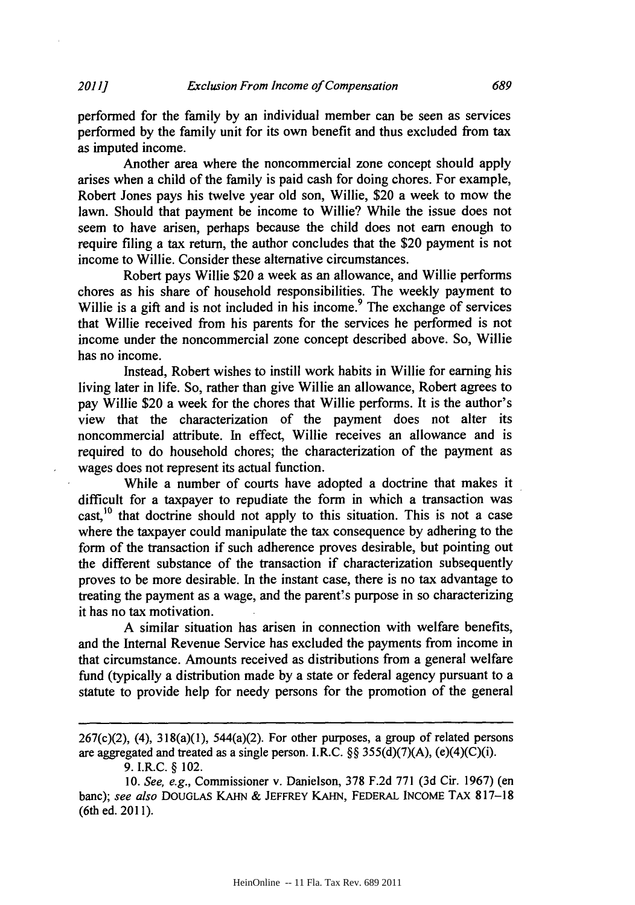performed for the family by an individual member can be seen as services performed by the family unit for its own benefit and thus excluded from tax as imputed income.

Another area where the noncommercial zone concept should apply arises when a child of the family is paid cash for doing chores. For example, Robert Jones pays his twelve year old son, Willie, $20 a week to mow the lawn. Should that payment be income to Willie? While the issue does not seem to have arisen, perhaps because the child does not earn enough to require filing a tax return, the author concludes that the $20 payment is not income to Willie. Consider these alternative circumstances.

Robert pays Willie $20 a week as an allowance, and Willie performs chores as his share of household responsibilities. The weekly payment to Willie is a gift and is not included in his income.[9] The exchange of services that Willie received from his parents for the services he performed is not income under the noncommercial zone concept described above. So, Willie has no income.

Instead, Robert wishes to instill work habits in Willie for earning his living later in life. So, rather than give Willie an allowance, Robert agrees to pay Willie $20 a week for the chores that Willie performs. It is the author's view that the characterization of the payment does not alter its noncommercial attribute. In effect, Willie receives an allowance and is required to do household chores; the characterization of the payment as wages does not represent its actual function.

While a number of courts have adopted a doctrine that makes it difficult for a taxpayer to repudiate the form in which a transaction was cast,[10] that doctrine should not apply to this situation. This is not a case where the taxpayer could manipulate the tax consequence by adhering to the form of the transaction if such adherence proves desirable, but pointing out the different substance of the transaction if characterization subsequently proves to be more desirable. In the instant case, there is no tax advantage to treating the payment as a wage, and the parent's purpose in so characterizing it has no tax motivation.

A similar situation has arisen in connection with welfare benefits, and the Internal Revenue Service has excluded the payments from income in that circumstance. Amounts received as distributions from a general welfare fund (typically a distribution made by a state or federal agency pursuant to a statute to provide help for needy persons for the promotion of the general

---

267(c)(2), (4), 318(a)(1), 544(a)(2). For other purposes, a group of related persons are aggregated and treated as a single person. I.R.C. §§ 355(d)(7)(A), (e)(4)(C)(i).

9. I.R.C. § 102.

10. *See, e.g.*, Commissioner v. Danielson, 378 F.2d 771 (3d Cir. 1967) (en banc); *see also* DOUGLAS KAHN & JEFFREY KAHN, FEDERAL INCOME TAX 817–18 (6th ed. 2011).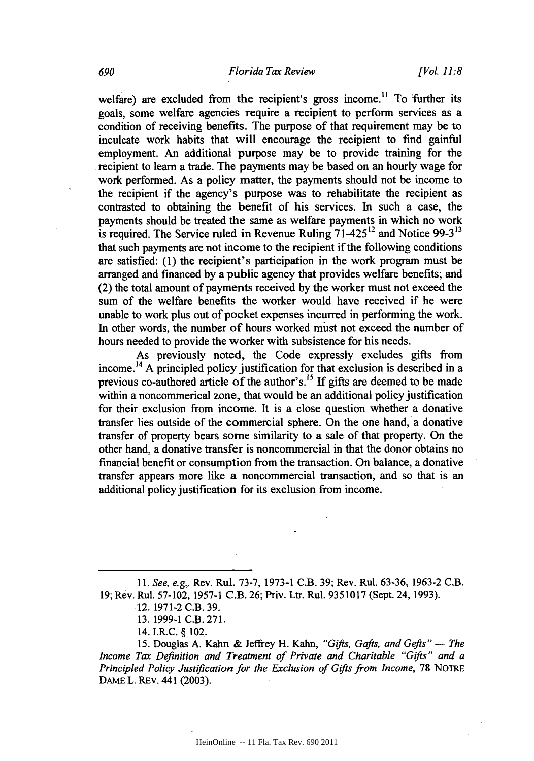welfare) are excluded from the recipient's gross income.[11] To further its goals, some welfare agencies require a recipient to perform services as a condition of receiving benefits. The purpose of that requirement may be to inculcate work habits that will encourage the recipient to find gainful employment. An additional purpose may be to provide training for the recipient to learn a trade. The payments may be based on an hourly wage for work performed. As a policy matter, the payments should not be income to the recipient if the agency's purpose was to rehabilitate the recipient as contrasted to obtaining the benefit of his services. In such a case, the payments should be treated the same as welfare payments in which no work is required. The Service ruled in Revenue Ruling 71-425[12] and Notice 99-3[13] that such payments are not income to the recipient if the following conditions are satisfied: (1) the recipient's participation in the work program must be arranged and financed by a public agency that provides welfare benefits; and (2) the total amount of payments received by the worker must not exceed the sum of the welfare benefits the worker would have received if he were unable to work plus out of pocket expenses incurred in performing the work. In other words, the number of hours worked must not exceed the number of hours needed to provide the worker with subsistence for his needs.

As previously noted, the Code expressly excludes gifts from income.[14] A principled policy justification for that exclusion is described in a previous co-authored article of the author's.[15] If gifts are deemed to be made within a noncommerical zone, that would be an additional policy justification for their exclusion from income. It is a close question whether a donative transfer lies outside of the commercial sphere. On the one hand, a donative transfer of property bears some similarity to a sale of that property. On the other hand, a donative transfer is noncommercial in that the donor obtains no financial benefit or consumption from the transaction. On balance, a donative transfer appears more like a noncommercial transaction, and so that is an additional policy justification for its exclusion from income.

---

11. *See, e.g.,* Rev. Rul. 73-7, 1973-1 C.B. 39; Rev. Rul. 63-36, 1963-2 C.B. 19; Rev. Rul. 57-102, 1957-1 C.B. 26; Priv. Ltr. Rul. 9351017 (Sept. 24, 1993).

12. 1971-2 C.B. 39.

13. 1999-1 C.B. 271.

14. I.R.C. § 102.

15. Douglas A. Kahn & Jeffrey H. Kahn, *"Gifts, Gafts, and Gefts" — The Income Tax Definition and Treatment of Private and Charitable "Gifts" and a Principled Policy Justification for the Exclusion of Gifts from Income*, 78 NOTRE DAME L. REV. 441 (2003).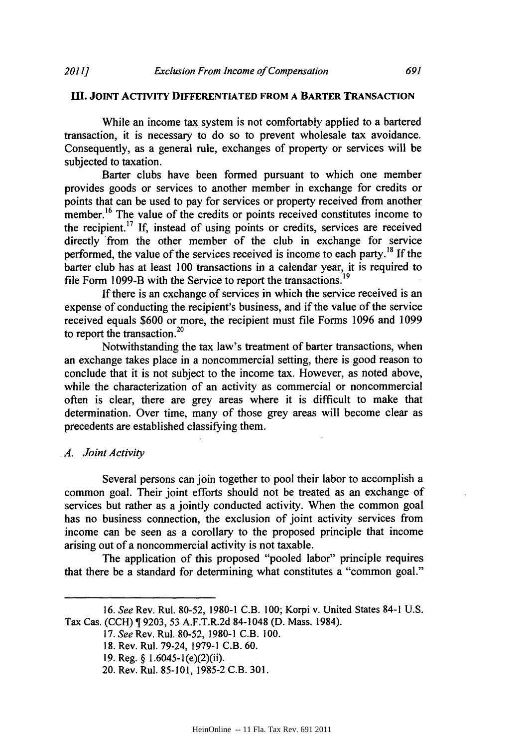## III. JOINT ACTIVITY DIFFERENTIATED FROM A BARTER TRANSACTION

While an income tax system is not comfortably applied to a bartered transaction, it is necessary to do so to prevent wholesale tax avoidance. Consequently, as a general rule, exchanges of property or services will be subjected to taxation.

Barter clubs have been formed pursuant to which one member provides goods or services to another member in exchange for credits or points that can be used to pay for services or property received from another member.[16] The value of the credits or points received constitutes income to the recipient.[17] If, instead of using points or credits, services are received directly from the other member of the club in exchange for service performed, the value of the services received is income to each party.[18] If the barter club has at least 100 transactions in a calendar year, it is required to file Form 1099-B with the Service to report the transactions.[19]

If there is an exchange of services in which the service received is an expense of conducting the recipient's business, and if the value of the service received equals $600 or more, the recipient must file Forms 1096 and 1099 to report the transaction.[20]

Notwithstanding the tax law's treatment of barter transactions, when an exchange takes place in a noncommercial setting, there is good reason to conclude that it is not subject to the income tax. However, as noted above, while the characterization of an activity as commercial or noncommercial often is clear, there are grey areas where it is difficult to make that determination. Over time, many of those grey areas will become clear as precedents are established classifying them.

### A. *Joint Activity*

Several persons can join together to pool their labor to accomplish a common goal. Their joint efforts should not be treated as an exchange of services but rather as a jointly conducted activity. When the common goal has no business connection, the exclusion of joint activity services from income can be seen as a corollary to the proposed principle that income arising out of a noncommercial activity is not taxable.

The application of this proposed "pooled labor" principle requires that there be a standard for determining what constitutes a "common goal."

---

16. *See* Rev. Rul. 80-52, 1980-1 C.B. 100; Korpi v. United States 84-1 U.S. Tax Cas. (CCH) ¶ 9203, 53 A.F.T.R.2d 84-1048 (D. Mass. 1984).

17. *See* Rev. Rul. 80-52, 1980-1 C.B. 100.

18. Rev. Rul. 79-24, 1979-1 C.B. 60.

19. Reg. § 1.6045-1(e)(2)(ii).

20. Rev. Rul. 85-101, 1985-2 C.B. 301.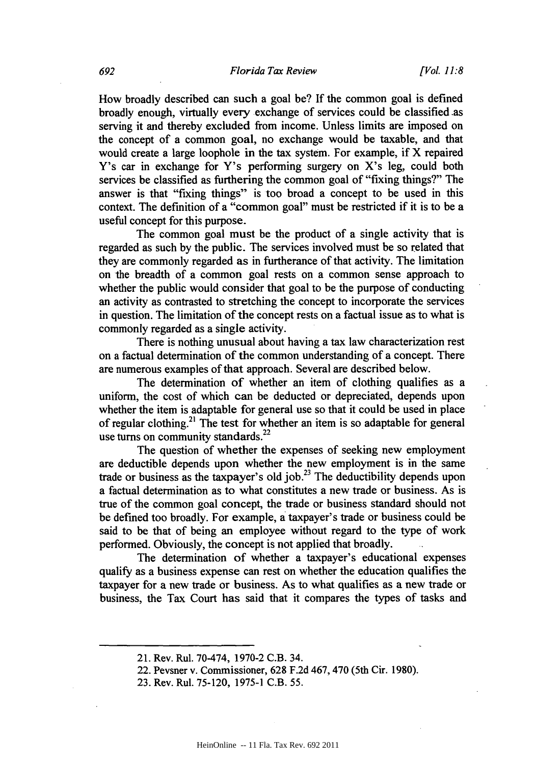How broadly described can such a goal be? If the common goal is defined broadly enough, virtually every exchange of services could be classified as serving it and thereby excluded from income. Unless limits are imposed on the concept of a common goal, no exchange would be taxable, and that would create a large loophole in the tax system. For example, if X repaired Y's car in exchange for Y's performing surgery on X's leg, could both services be classified as furthering the common goal of "fixing things?" The answer is that "fixing things" is too broad a concept to be used in this context. The definition of a "common goal" must be restricted if it is to be a useful concept for this purpose.

The common goal must be the product of a single activity that is regarded as such by the public. The services involved must be so related that they are commonly regarded as in furtherance of that activity. The limitation on the breadth of a common goal rests on a common sense approach to whether the public would consider that goal to be the purpose of conducting an activity as contrasted to stretching the concept to incorporate the services in question. The limitation of the concept rests on a factual issue as to what is commonly regarded as a single activity.

There is nothing unusual about having a tax law characterization rest on a factual determination of the common understanding of a concept. There are numerous examples of that approach. Several are described below.

The determination of whether an item of clothing qualifies as a uniform, the cost of which can be deducted or depreciated, depends upon whether the item is adaptable for general use so that it could be used in place of regular clothing.[21] The test for whether an item is so adaptable for general use turns on community standards.[22]

The question of whether the expenses of seeking new employment are deductible depends upon whether the new employment is in the same trade or business as the taxpayer's old job.[23] The deductibility depends upon a factual determination as to what constitutes a new trade or business. As is true of the common goal concept, the trade or business standard should not be defined too broadly. For example, a taxpayer's trade or business could be said to be that of being an employee without regard to the type of work performed. Obviously, the concept is not applied that broadly.

The determination of whether a taxpayer's educational expenses qualify as a business expense can rest on whether the education qualifies the taxpayer for a new trade or business. As to what qualifies as a new trade or business, the Tax Court has said that it compares the types of tasks and

---

21. Rev. Rul. 70-474, 1970-2 C.B. 34.

22. Pevsner v. Commissioner, 628 F.2d 467, 470 (5th Cir. 1980).

23. Rev. Rul. 75-120, 1975-1 C.B. 55.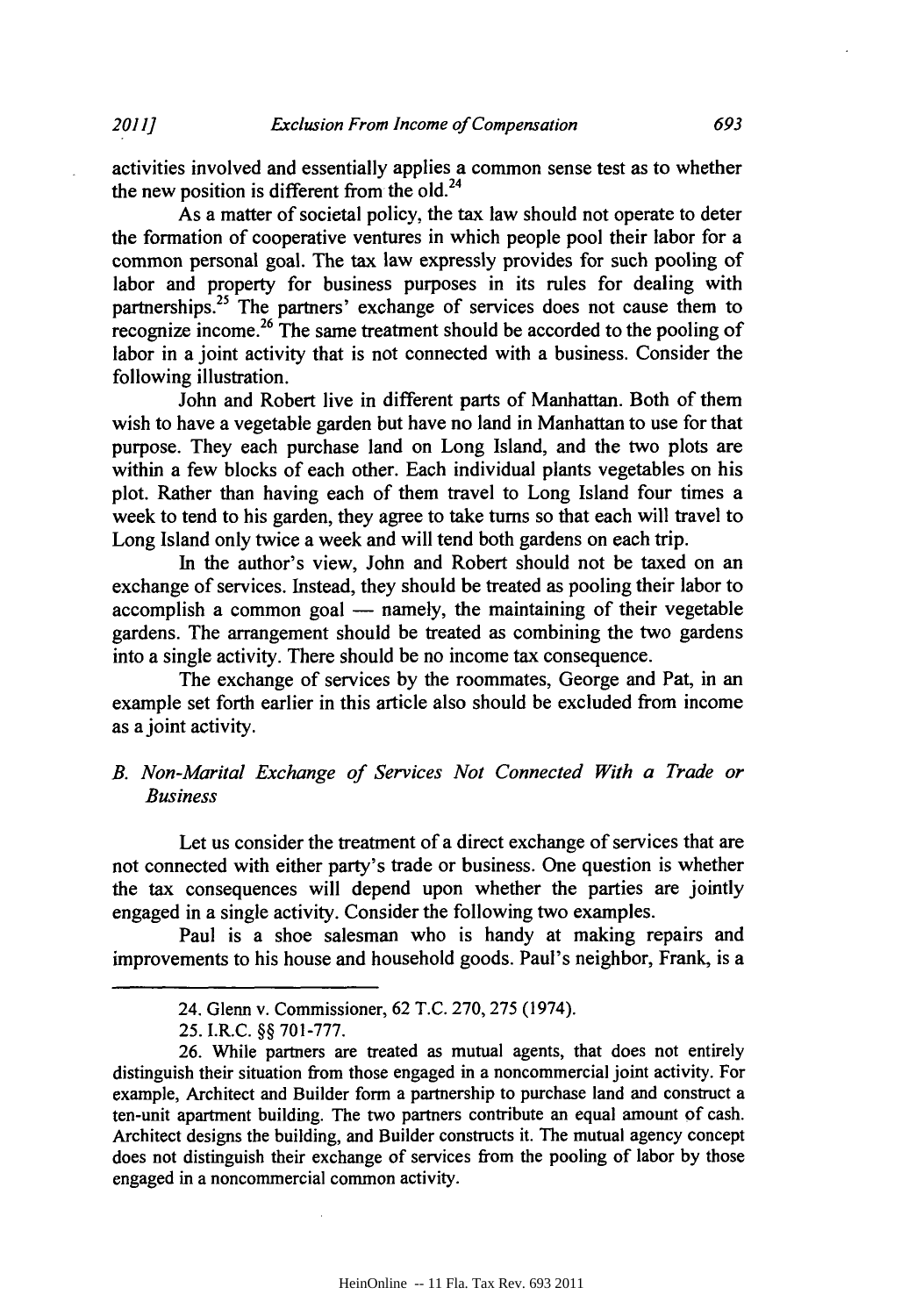activities involved and essentially applies a common sense test as to whether the new position is different from the old.[24]

As a matter of societal policy, the tax law should not operate to deter the formation of cooperative ventures in which people pool their labor for a common personal goal. The tax law expressly provides for such pooling of labor and property for business purposes in its rules for dealing with partnerships.[25] The partners' exchange of services does not cause them to recognize income.[26] The same treatment should be accorded to the pooling of labor in a joint activity that is not connected with a business. Consider the following illustration.

John and Robert live in different parts of Manhattan. Both of them wish to have a vegetable garden but have no land in Manhattan to use for that purpose. They each purchase land on Long Island, and the two plots are within a few blocks of each other. Each individual plants vegetables on his plot. Rather than having each of them travel to Long Island four times a week to tend to his garden, they agree to take turns so that each will travel to Long Island only twice a week and will tend both gardens on each trip.

In the author's view, John and Robert should not be taxed on an exchange of services. Instead, they should be treated as pooling their labor to accomplish a common goal — namely, the maintaining of their vegetable gardens. The arrangement should be treated as combining the two gardens into a single activity. There should be no income tax consequence.

The exchange of services by the roommates, George and Pat, in an example set forth earlier in this article also should be excluded from income as a joint activity.

### *B. Non-Marital Exchange of Services Not Connected With a Trade or Business*

Let us consider the treatment of a direct exchange of services that are not connected with either party's trade or business. One question is whether the tax consequences will depend upon whether the parties are jointly engaged in a single activity. Consider the following two examples.

Paul is a shoe salesman who is handy at making repairs and improvements to his house and household goods. Paul's neighbor, Frank, is a

---

24. Glenn v. Commissioner, 62 T.C. 270, 275 (1974).

25. I.R.C. §§ 701-777.

26. While partners are treated as mutual agents, that does not entirely distinguish their situation from those engaged in a noncommercial joint activity. For example, Architect and Builder form a partnership to purchase land and construct a ten-unit apartment building. The two partners contribute an equal amount of cash. Architect designs the building, and Builder constructs it. The mutual agency concept does not distinguish their exchange of services from the pooling of labor by those engaged in a noncommercial common activity.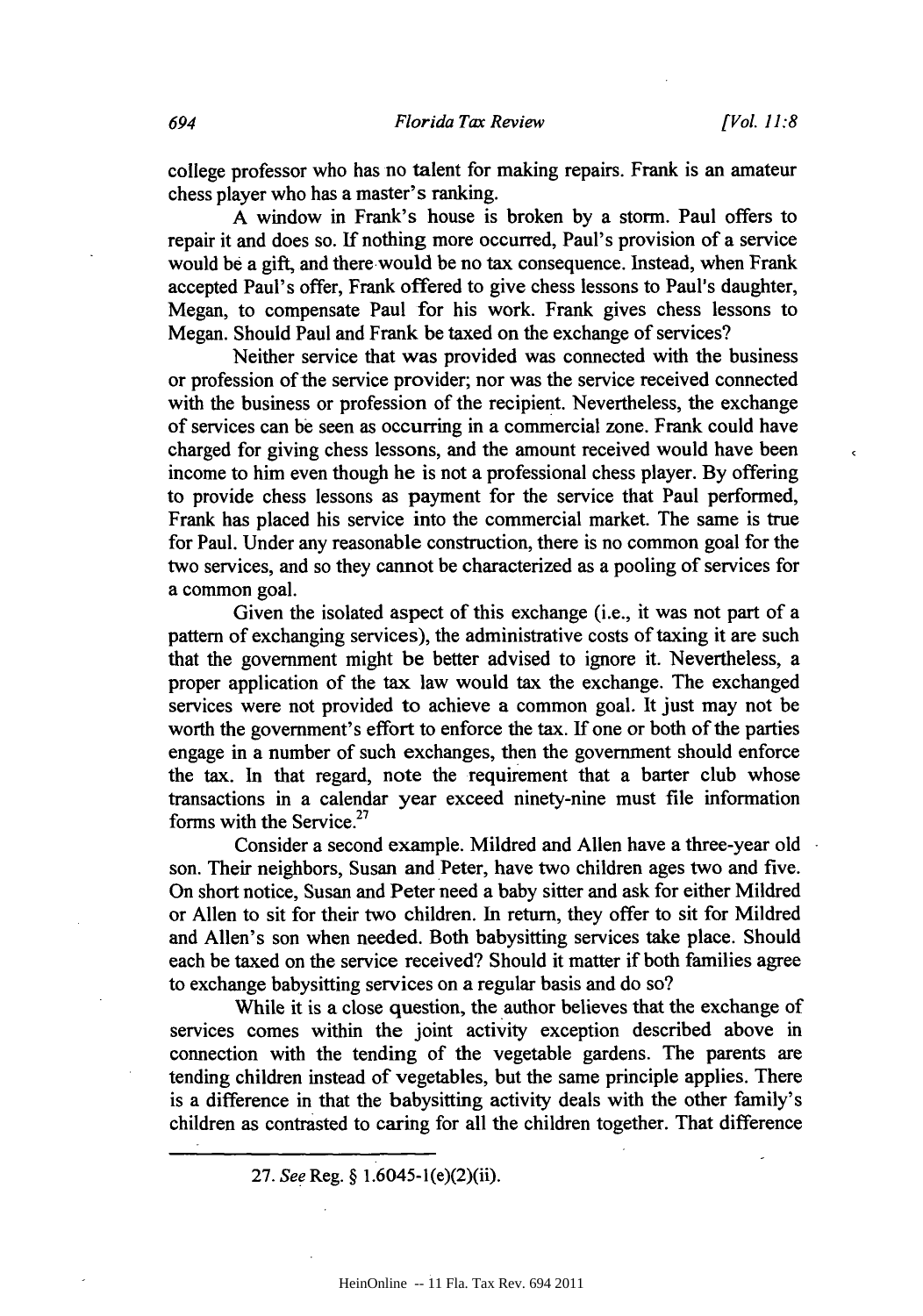college professor who has no talent for making repairs. Frank is an amateur chess player who has a master's ranking.

A window in Frank's house is broken by a storm. Paul offers to repair it and does so. If nothing more occurred, Paul's provision of a service would be a gift, and there would be no tax consequence. Instead, when Frank accepted Paul's offer, Frank offered to give chess lessons to Paul's daughter, Megan, to compensate Paul for his work. Frank gives chess lessons to Megan. Should Paul and Frank be taxed on the exchange of services?

Neither service that was provided was connected with the business or profession of the service provider; nor was the service received connected with the business or profession of the recipient. Nevertheless, the exchange of services can be seen as occurring in a commercial zone. Frank could have charged for giving chess lessons, and the amount received would have been income to him even though he is not a professional chess player. By offering to provide chess lessons as payment for the service that Paul performed, Frank has placed his service into the commercial market. The same is true for Paul. Under any reasonable construction, there is no common goal for the two services, and so they cannot be characterized as a pooling of services for a common goal.

Given the isolated aspect of this exchange (i.e., it was not part of a pattern of exchanging services), the administrative costs of taxing it are such that the government might be better advised to ignore it. Nevertheless, a proper application of the tax law would tax the exchange. The exchanged services were not provided to achieve a common goal. It just may not be worth the government's effort to enforce the tax. If one or both of the parties engage in a number of such exchanges, then the government should enforce the tax. In that regard, note the requirement that a barter club whose transactions in a calendar year exceed ninety-nine must file information forms with the Service.[27]

Consider a second example. Mildred and Allen have a three-year old son. Their neighbors, Susan and Peter, have two children ages two and five. On short notice, Susan and Peter need a baby sitter and ask for either Mildred or Allen to sit for their two children. In return, they offer to sit for Mildred and Allen's son when needed. Both babysitting services take place. Should each be taxed on the service received? Should it matter if both families agree to exchange babysitting services on a regular basis and do so?

While it is a close question, the author believes that the exchange of services comes within the joint activity exception described above in connection with the tending of the vegetable gardens. The parents are tending children instead of vegetables, but the same principle applies. There is a difference in that the babysitting activity deals with the other family's children as contrasted to caring for all the children together. That difference

---

27. *See* Reg. § 1.6045-1(e)(2)(ii).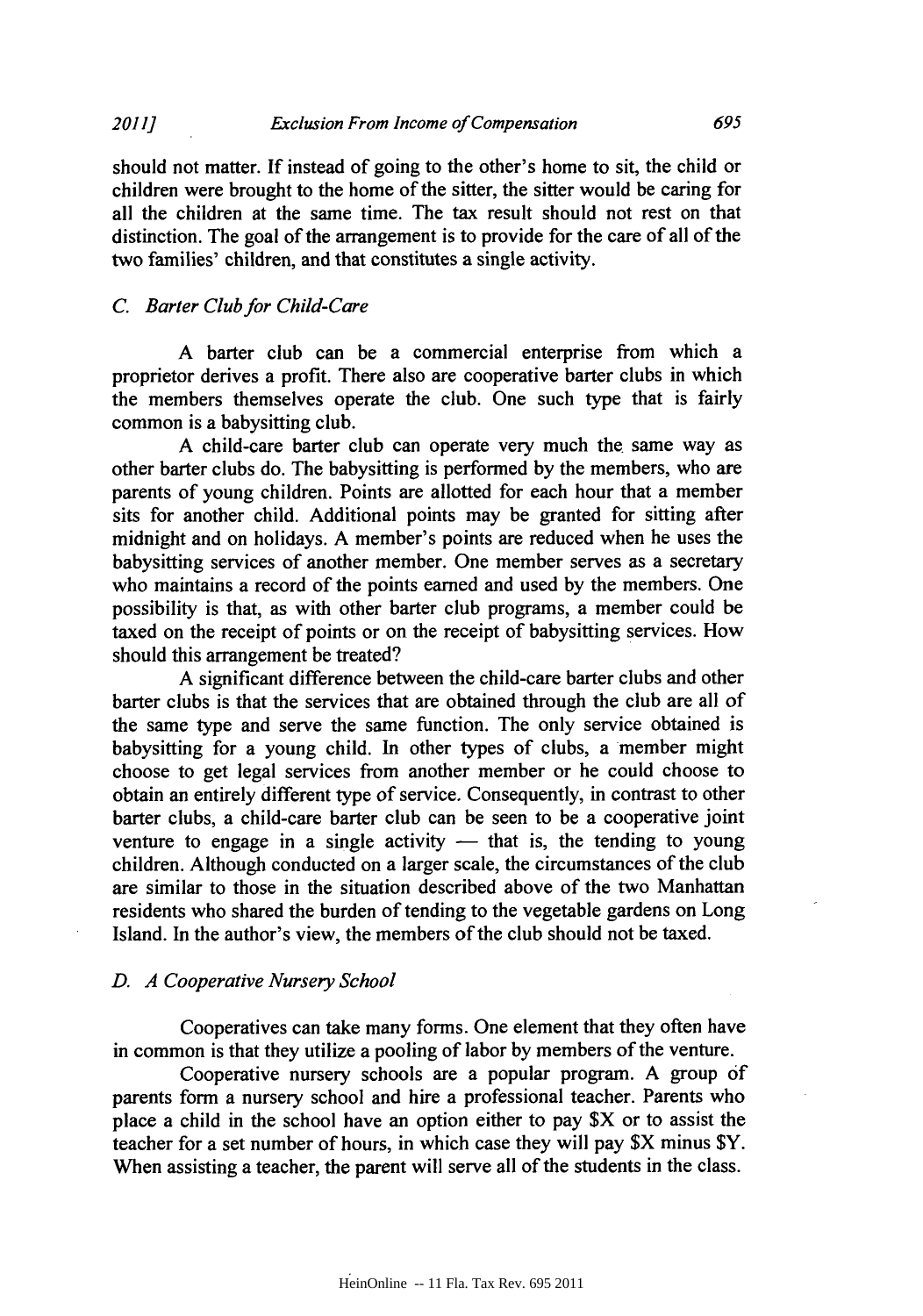should not matter. If instead of going to the other's home to sit, the child or children were brought to the home of the sitter, the sitter would be caring for all the children at the same time. The tax result should not rest on that distinction. The goal of the arrangement is to provide for the care of all of the two families' children, and that constitutes a single activity.

### *C. Barter Club for Child-Care*

A barter club can be a commercial enterprise from which a proprietor derives a profit. There also are cooperative barter clubs in which the members themselves operate the club. One such type that is fairly common is a babysitting club.

A child-care barter club can operate very much the same way as other barter clubs do. The babysitting is performed by the members, who are parents of young children. Points are allotted for each hour that a member sits for another child. Additional points may be granted for sitting after midnight and on holidays. A member's points are reduced when he uses the babysitting services of another member. One member serves as a secretary who maintains a record of the points earned and used by the members. One possibility is that, as with other barter club programs, a member could be taxed on the receipt of points or on the receipt of babysitting services. How should this arrangement be treated?

A significant difference between the child-care barter clubs and other barter clubs is that the services that are obtained through the club are all of the same type and serve the same function. The only service obtained is babysitting for a young child. In other types of clubs, a member might choose to get legal services from another member or he could choose to obtain an entirely different type of service. Consequently, in contrast to other barter clubs, a child-care barter club can be seen to be a cooperative joint venture to engage in a single activity — that is, the tending to young children. Although conducted on a larger scale, the circumstances of the club are similar to those in the situation described above of the two Manhattan residents who shared the burden of tending to the vegetable gardens on Long Island. In the author's view, the members of the club should not be taxed.

### *D. A Cooperative Nursery School*

Cooperatives can take many forms. One element that they often have in common is that they utilize a pooling of labor by members of the venture.

Cooperative nursery schools are a popular program. A group of parents form a nursery school and hire a professional teacher. Parents who place a child in the school have an option either to pay $X or to assist the teacher for a set number of hours, in which case they will pay $X minus $Y. When assisting a teacher, the parent will serve all of the students in the class.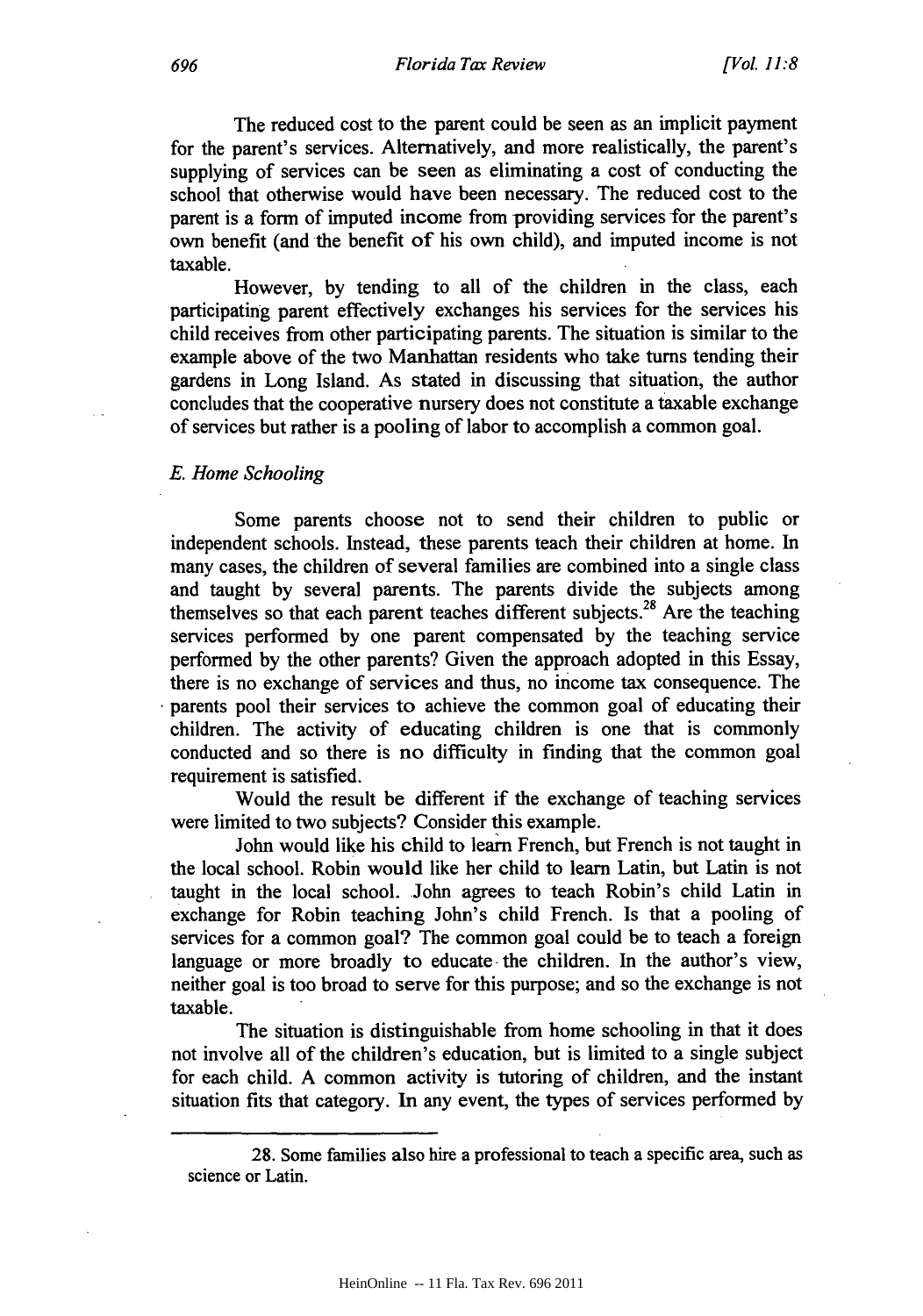The reduced cost to the parent could be seen as an implicit payment for the parent's services. Alternatively, and more realistically, the parent's supplying of services can be seen as eliminating a cost of conducting the school that otherwise would have been necessary. The reduced cost to the parent is a form of imputed income from providing services for the parent's own benefit (and the benefit of his own child), and imputed income is not taxable.

However, by tending to all of the children in the class, each participating parent effectively exchanges his services for the services his child receives from other participating parents. The situation is similar to the example above of the two Manhattan residents who take turns tending their gardens in Long Island. As stated in discussing that situation, the author concludes that the cooperative nursery does not constitute a taxable exchange of services but rather is a pooling of labor to accomplish a common goal.

### *E. Home Schooling*

Some parents choose not to send their children to public or independent schools. Instead, these parents teach their children at home. In many cases, the children of several families are combined into a single class and taught by several parents. The parents divide the subjects among themselves so that each parent teaches different subjects.[28] Are the teaching services performed by one parent compensated by the teaching service performed by the other parents? Given the approach adopted in this Essay, there is no exchange of services and thus, no income tax consequence. The parents pool their services to achieve the common goal of educating their children. The activity of educating children is one that is commonly conducted and so there is no difficulty in finding that the common goal requirement is satisfied.

Would the result be different if the exchange of teaching services were limited to two subjects? Consider this example.

John would like his child to learn French, but French is not taught in the local school. Robin would like her child to learn Latin, but Latin is not taught in the local school. John agrees to teach Robin's child Latin in exchange for Robin teaching John's child French. Is that a pooling of services for a common goal? The common goal could be to teach a foreign language or more broadly to educate the children. In the author's view, neither goal is too broad to serve for this purpose; and so the exchange is not taxable.

The situation is distinguishable from home schooling in that it does not involve all of the children's education, but is limited to a single subject for each child. A common activity is tutoring of children, and the instant situation fits that category. In any event, the types of services performed by

---

28. Some families also hire a professional to teach a specific area, such as science or Latin.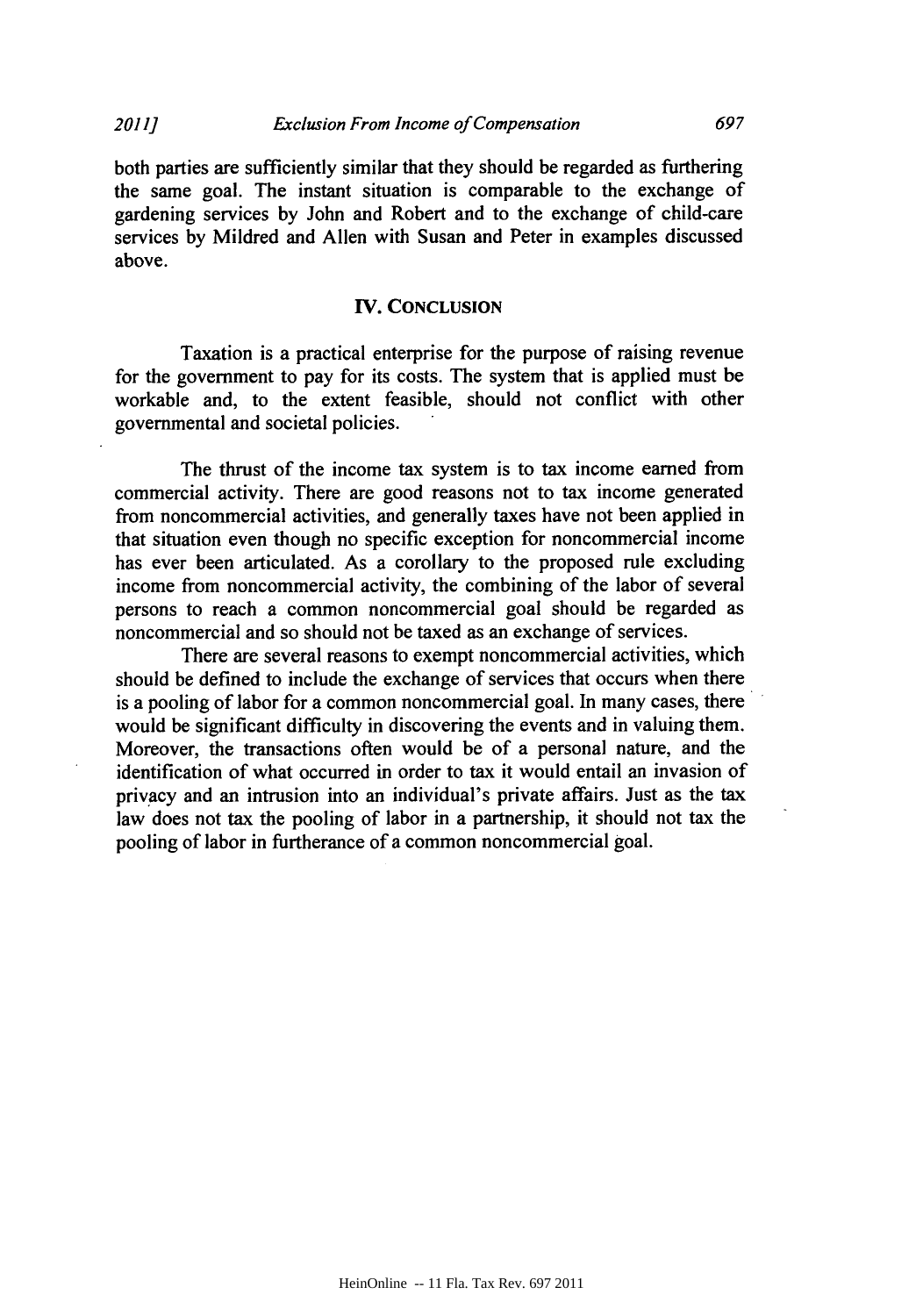both parties are sufficiently similar that they should be regarded as furthering the same goal. The instant situation is comparable to the exchange of gardening services by John and Robert and to the exchange of child-care services by Mildred and Allen with Susan and Peter in examples discussed above.

## IV. CONCLUSION

Taxation is a practical enterprise for the purpose of raising revenue for the government to pay for its costs. The system that is applied must be workable and, to the extent feasible, should not conflict with other governmental and societal policies.

The thrust of the income tax system is to tax income earned from commercial activity. There are good reasons not to tax income generated from noncommercial activities, and generally taxes have not been applied in that situation even though no specific exception for noncommercial income has ever been articulated. As a corollary to the proposed rule excluding income from noncommercial activity, the combining of the labor of several persons to reach a common noncommercial goal should be regarded as noncommercial and so should not be taxed as an exchange of services.

There are several reasons to exempt noncommercial activities, which should be defined to include the exchange of services that occurs when there is a pooling of labor for a common noncommercial goal. In many cases, there would be significant difficulty in discovering the events and in valuing them. Moreover, the transactions often would be of a personal nature, and the identification of what occurred in order to tax it would entail an invasion of privacy and an intrusion into an individual's private affairs. Just as the tax law does not tax the pooling of labor in a partnership, it should not tax the pooling of labor in furtherance of a common noncommercial goal.